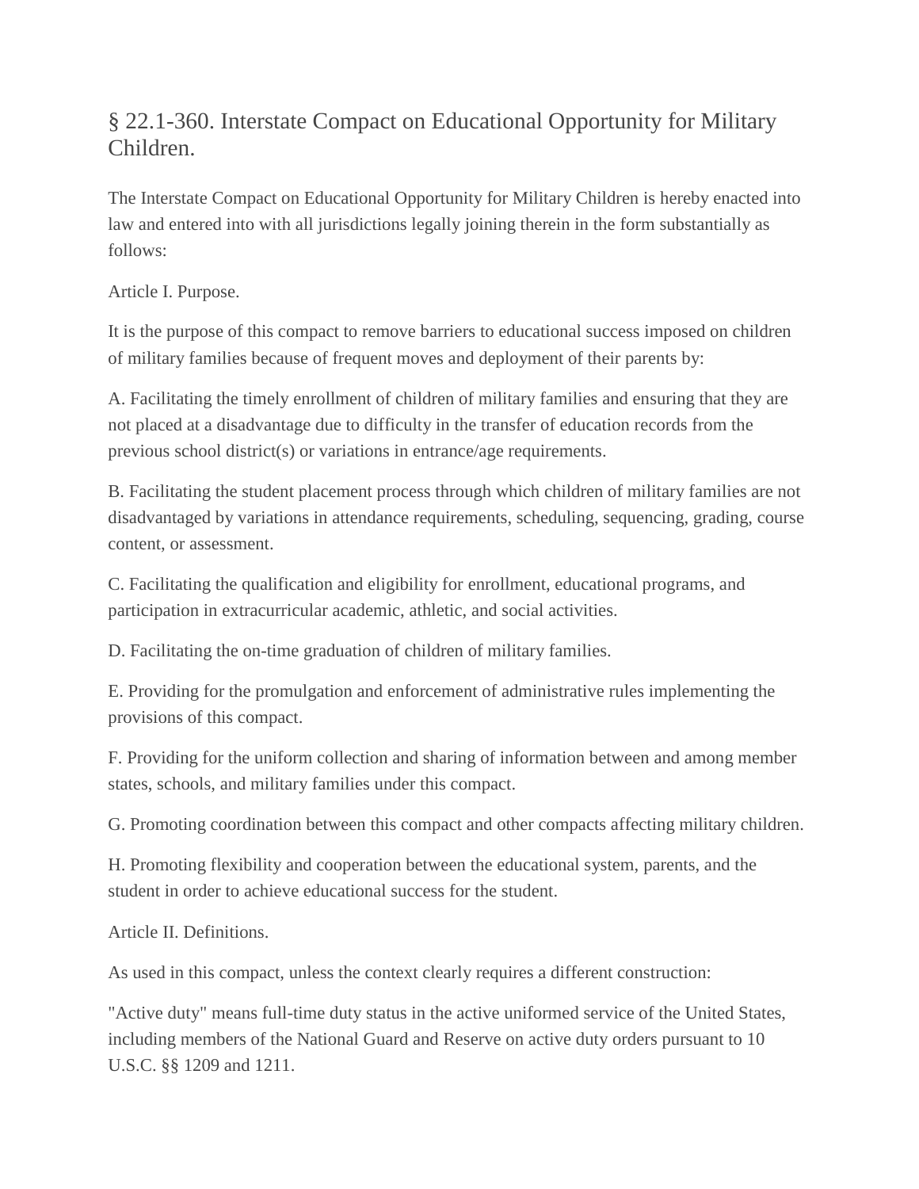# § 22.1-360. Interstate Compact on Educational Opportunity for Military Children.

The Interstate Compact on Educational Opportunity for Military Children is hereby enacted into law and entered into with all jurisdictions legally joining therein in the form substantially as follows:

Article I. Purpose.

It is the purpose of this compact to remove barriers to educational success imposed on children of military families because of frequent moves and deployment of their parents by:

A. Facilitating the timely enrollment of children of military families and ensuring that they are not placed at a disadvantage due to difficulty in the transfer of education records from the previous school district(s) or variations in entrance/age requirements.

B. Facilitating the student placement process through which children of military families are not disadvantaged by variations in attendance requirements, scheduling, sequencing, grading, course content, or assessment.

C. Facilitating the qualification and eligibility for enrollment, educational programs, and participation in extracurricular academic, athletic, and social activities.

D. Facilitating the on-time graduation of children of military families.

E. Providing for the promulgation and enforcement of administrative rules implementing the provisions of this compact.

F. Providing for the uniform collection and sharing of information between and among member states, schools, and military families under this compact.

G. Promoting coordination between this compact and other compacts affecting military children.

H. Promoting flexibility and cooperation between the educational system, parents, and the student in order to achieve educational success for the student.

Article II. Definitions.

As used in this compact, unless the context clearly requires a different construction:

"Active duty" means full-time duty status in the active uniformed service of the United States, including members of the National Guard and Reserve on active duty orders pursuant to 10 U.S.C. §§ 1209 and 1211.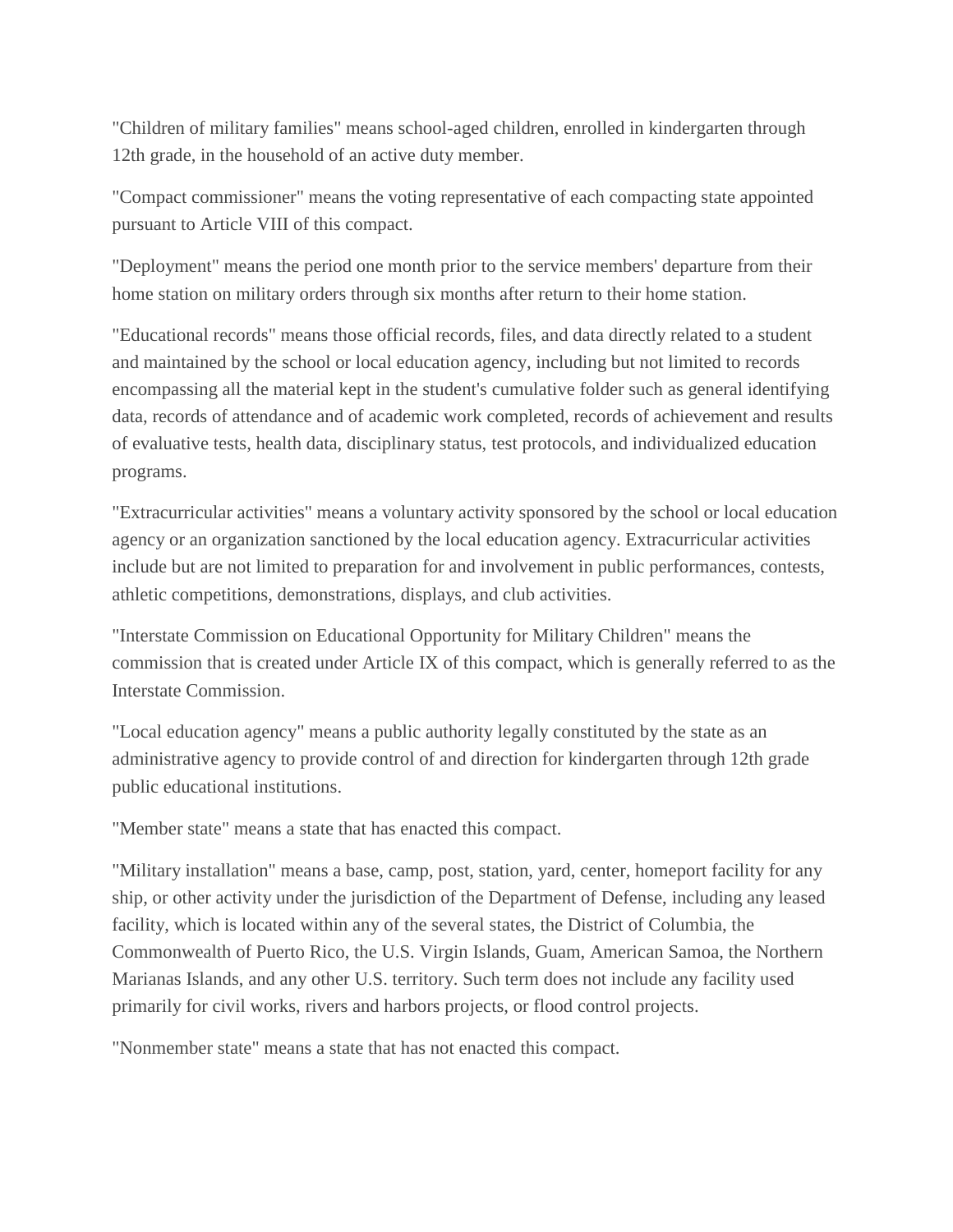"Children of military families" means school-aged children, enrolled in kindergarten through 12th grade, in the household of an active duty member.

"Compact commissioner" means the voting representative of each compacting state appointed pursuant to Article VIII of this compact.

"Deployment" means the period one month prior to the service members' departure from their home station on military orders through six months after return to their home station.

"Educational records" means those official records, files, and data directly related to a student and maintained by the school or local education agency, including but not limited to records encompassing all the material kept in the student's cumulative folder such as general identifying data, records of attendance and of academic work completed, records of achievement and results of evaluative tests, health data, disciplinary status, test protocols, and individualized education programs.

"Extracurricular activities" means a voluntary activity sponsored by the school or local education agency or an organization sanctioned by the local education agency. Extracurricular activities include but are not limited to preparation for and involvement in public performances, contests, athletic competitions, demonstrations, displays, and club activities.

"Interstate Commission on Educational Opportunity for Military Children" means the commission that is created under Article IX of this compact, which is generally referred to as the Interstate Commission.

"Local education agency" means a public authority legally constituted by the state as an administrative agency to provide control of and direction for kindergarten through 12th grade public educational institutions.

"Member state" means a state that has enacted this compact.

"Military installation" means a base, camp, post, station, yard, center, homeport facility for any ship, or other activity under the jurisdiction of the Department of Defense, including any leased facility, which is located within any of the several states, the District of Columbia, the Commonwealth of Puerto Rico, the U.S. Virgin Islands, Guam, American Samoa, the Northern Marianas Islands, and any other U.S. territory. Such term does not include any facility used primarily for civil works, rivers and harbors projects, or flood control projects.

"Nonmember state" means a state that has not enacted this compact.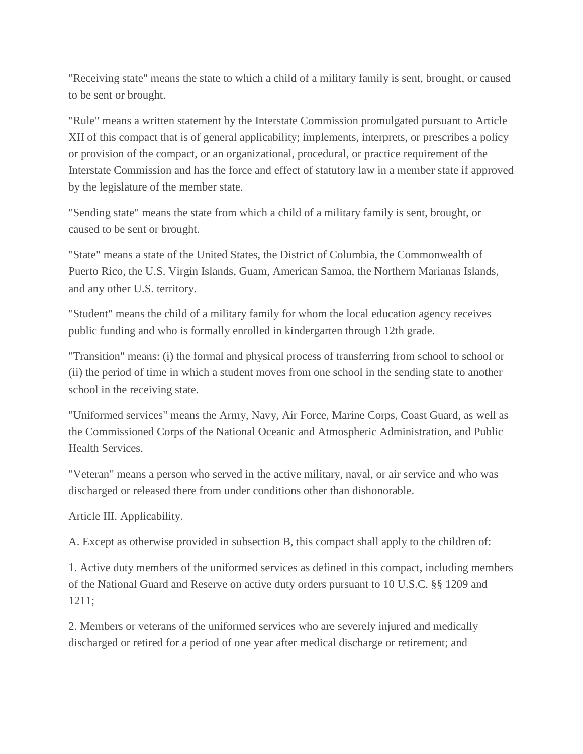"Receiving state" means the state to which a child of a military family is sent, brought, or caused to be sent or brought.

"Rule" means a written statement by the Interstate Commission promulgated pursuant to Article XII of this compact that is of general applicability; implements, interprets, or prescribes a policy or provision of the compact, or an organizational, procedural, or practice requirement of the Interstate Commission and has the force and effect of statutory law in a member state if approved by the legislature of the member state.

"Sending state" means the state from which a child of a military family is sent, brought, or caused to be sent or brought.

"State" means a state of the United States, the District of Columbia, the Commonwealth of Puerto Rico, the U.S. Virgin Islands, Guam, American Samoa, the Northern Marianas Islands, and any other U.S. territory.

"Student" means the child of a military family for whom the local education agency receives public funding and who is formally enrolled in kindergarten through 12th grade.

"Transition" means: (i) the formal and physical process of transferring from school to school or (ii) the period of time in which a student moves from one school in the sending state to another school in the receiving state.

"Uniformed services" means the Army, Navy, Air Force, Marine Corps, Coast Guard, as well as the Commissioned Corps of the National Oceanic and Atmospheric Administration, and Public Health Services.

"Veteran" means a person who served in the active military, naval, or air service and who was discharged or released there from under conditions other than dishonorable.

Article III. Applicability.

A. Except as otherwise provided in subsection B, this compact shall apply to the children of:

1. Active duty members of the uniformed services as defined in this compact, including members of the National Guard and Reserve on active duty orders pursuant to 10 U.S.C. §§ 1209 and 1211;

2. Members or veterans of the uniformed services who are severely injured and medically discharged or retired for a period of one year after medical discharge or retirement; and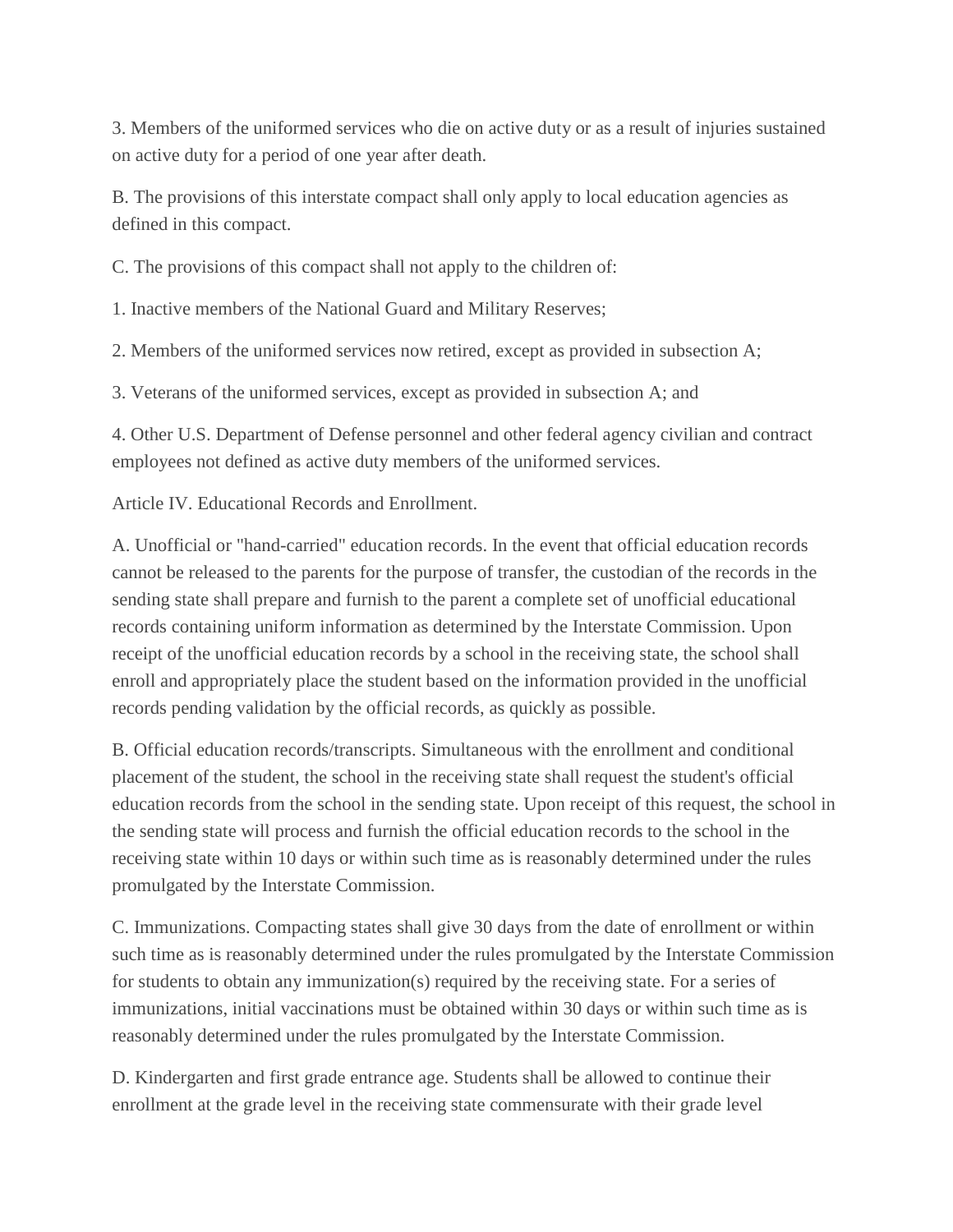3. Members of the uniformed services who die on active duty or as a result of injuries sustained on active duty for a period of one year after death.

B. The provisions of this interstate compact shall only apply to local education agencies as defined in this compact.

C. The provisions of this compact shall not apply to the children of:

1. Inactive members of the National Guard and Military Reserves;

2. Members of the uniformed services now retired, except as provided in subsection A;

3. Veterans of the uniformed services, except as provided in subsection A; and

4. Other U.S. Department of Defense personnel and other federal agency civilian and contract employees not defined as active duty members of the uniformed services.

Article IV. Educational Records and Enrollment.

A. Unofficial or "hand-carried" education records. In the event that official education records cannot be released to the parents for the purpose of transfer, the custodian of the records in the sending state shall prepare and furnish to the parent a complete set of unofficial educational records containing uniform information as determined by the Interstate Commission. Upon receipt of the unofficial education records by a school in the receiving state, the school shall enroll and appropriately place the student based on the information provided in the unofficial records pending validation by the official records, as quickly as possible.

B. Official education records/transcripts. Simultaneous with the enrollment and conditional placement of the student, the school in the receiving state shall request the student's official education records from the school in the sending state. Upon receipt of this request, the school in the sending state will process and furnish the official education records to the school in the receiving state within 10 days or within such time as is reasonably determined under the rules promulgated by the Interstate Commission.

C. Immunizations. Compacting states shall give 30 days from the date of enrollment or within such time as is reasonably determined under the rules promulgated by the Interstate Commission for students to obtain any immunization(s) required by the receiving state. For a series of immunizations, initial vaccinations must be obtained within 30 days or within such time as is reasonably determined under the rules promulgated by the Interstate Commission.

D. Kindergarten and first grade entrance age. Students shall be allowed to continue their enrollment at the grade level in the receiving state commensurate with their grade level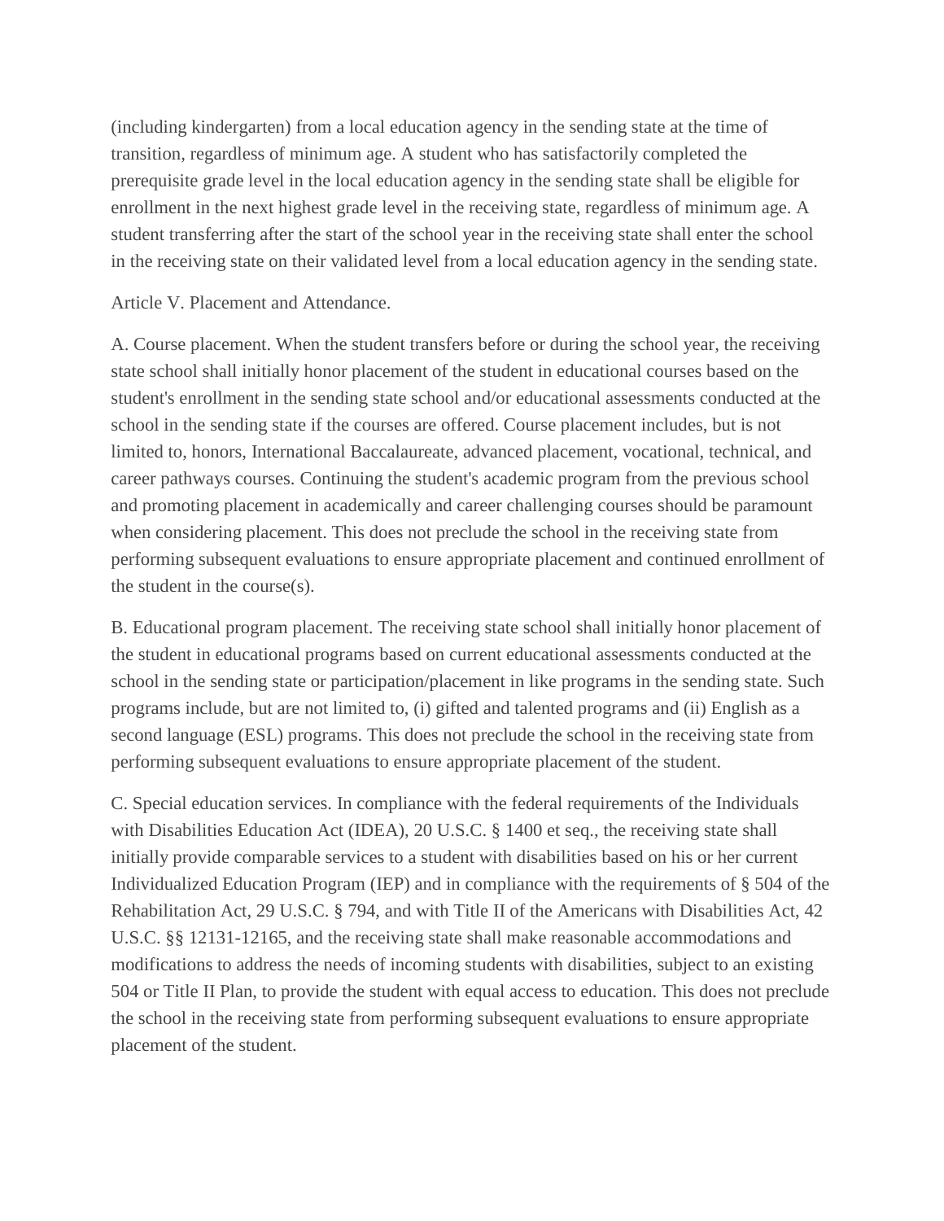(including kindergarten) from a local education agency in the sending state at the time of transition, regardless of minimum age. A student who has satisfactorily completed the prerequisite grade level in the local education agency in the sending state shall be eligible for enrollment in the next highest grade level in the receiving state, regardless of minimum age. A student transferring after the start of the school year in the receiving state shall enter the school in the receiving state on their validated level from a local education agency in the sending state.

Article V. Placement and Attendance.

A. Course placement. When the student transfers before or during the school year, the receiving state school shall initially honor placement of the student in educational courses based on the student's enrollment in the sending state school and/or educational assessments conducted at the school in the sending state if the courses are offered. Course placement includes, but is not limited to, honors, International Baccalaureate, advanced placement, vocational, technical, and career pathways courses. Continuing the student's academic program from the previous school and promoting placement in academically and career challenging courses should be paramount when considering placement. This does not preclude the school in the receiving state from performing subsequent evaluations to ensure appropriate placement and continued enrollment of the student in the course(s).

B. Educational program placement. The receiving state school shall initially honor placement of the student in educational programs based on current educational assessments conducted at the school in the sending state or participation/placement in like programs in the sending state. Such programs include, but are not limited to, (i) gifted and talented programs and (ii) English as a second language (ESL) programs. This does not preclude the school in the receiving state from performing subsequent evaluations to ensure appropriate placement of the student.

C. Special education services. In compliance with the federal requirements of the Individuals with Disabilities Education Act (IDEA), 20 U.S.C. § 1400 et seq., the receiving state shall initially provide comparable services to a student with disabilities based on his or her current Individualized Education Program (IEP) and in compliance with the requirements of § 504 of the Rehabilitation Act, 29 U.S.C. § 794, and with Title II of the Americans with Disabilities Act, 42 U.S.C. §§ 12131-12165, and the receiving state shall make reasonable accommodations and modifications to address the needs of incoming students with disabilities, subject to an existing 504 or Title II Plan, to provide the student with equal access to education. This does not preclude the school in the receiving state from performing subsequent evaluations to ensure appropriate placement of the student.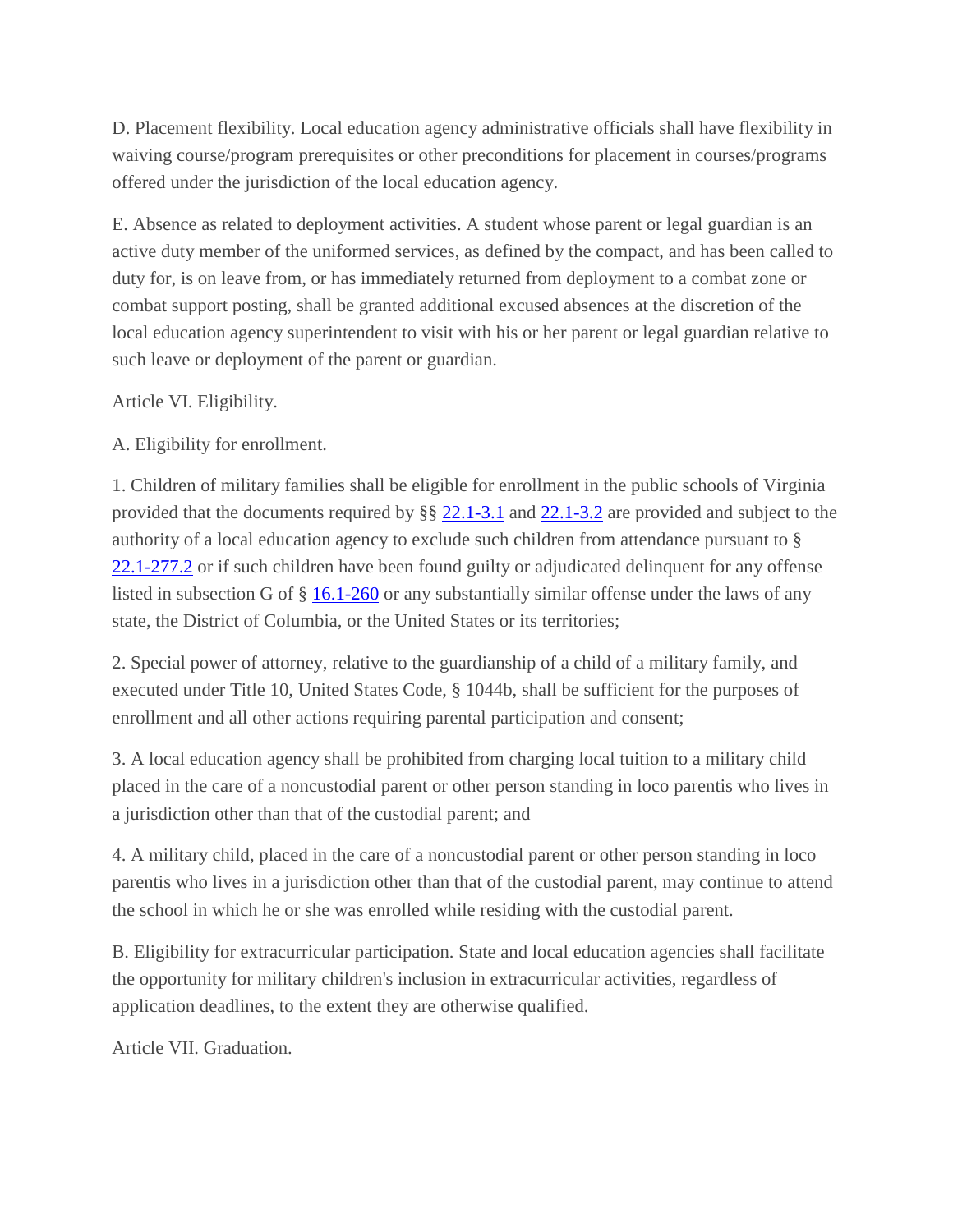D. Placement flexibility. Local education agency administrative officials shall have flexibility in waiving course/program prerequisites or other preconditions for placement in courses/programs offered under the jurisdiction of the local education agency.

E. Absence as related to deployment activities. A student whose parent or legal guardian is an active duty member of the uniformed services, as defined by the compact, and has been called to duty for, is on leave from, or has immediately returned from deployment to a combat zone or combat support posting, shall be granted additional excused absences at the discretion of the local education agency superintendent to visit with his or her parent or legal guardian relative to such leave or deployment of the parent or guardian.

Article VI. Eligibility.

A. Eligibility for enrollment.

1. Children of military families shall be eligible for enrollment in the public schools of Virginia provided that the documents required by §§ 22.1-3.1 and 22.1-3.2 are provided and subject to the authority of a local education agency to exclude such children from attendance pursuant to § 22.1-277.2 or if such children have been found guilty or adjudicated delinquent for any offense listed in subsection G of § 16.1-260 or any substantially similar offense under the laws of any state, the District of Columbia, or the United States or its territories;

2. Special power of attorney, relative to the guardianship of a child of a military family, and executed under Title 10, United States Code, § 1044b, shall be sufficient for the purposes of enrollment and all other actions requiring parental participation and consent;

3. A local education agency shall be prohibited from charging local tuition to a military child placed in the care of a noncustodial parent or other person standing in loco parentis who lives in a jurisdiction other than that of the custodial parent; and

4. A military child, placed in the care of a noncustodial parent or other person standing in loco parentis who lives in a jurisdiction other than that of the custodial parent, may continue to attend the school in which he or she was enrolled while residing with the custodial parent.

B. Eligibility for extracurricular participation. State and local education agencies shall facilitate the opportunity for military children's inclusion in extracurricular activities, regardless of application deadlines, to the extent they are otherwise qualified.

Article VII. Graduation.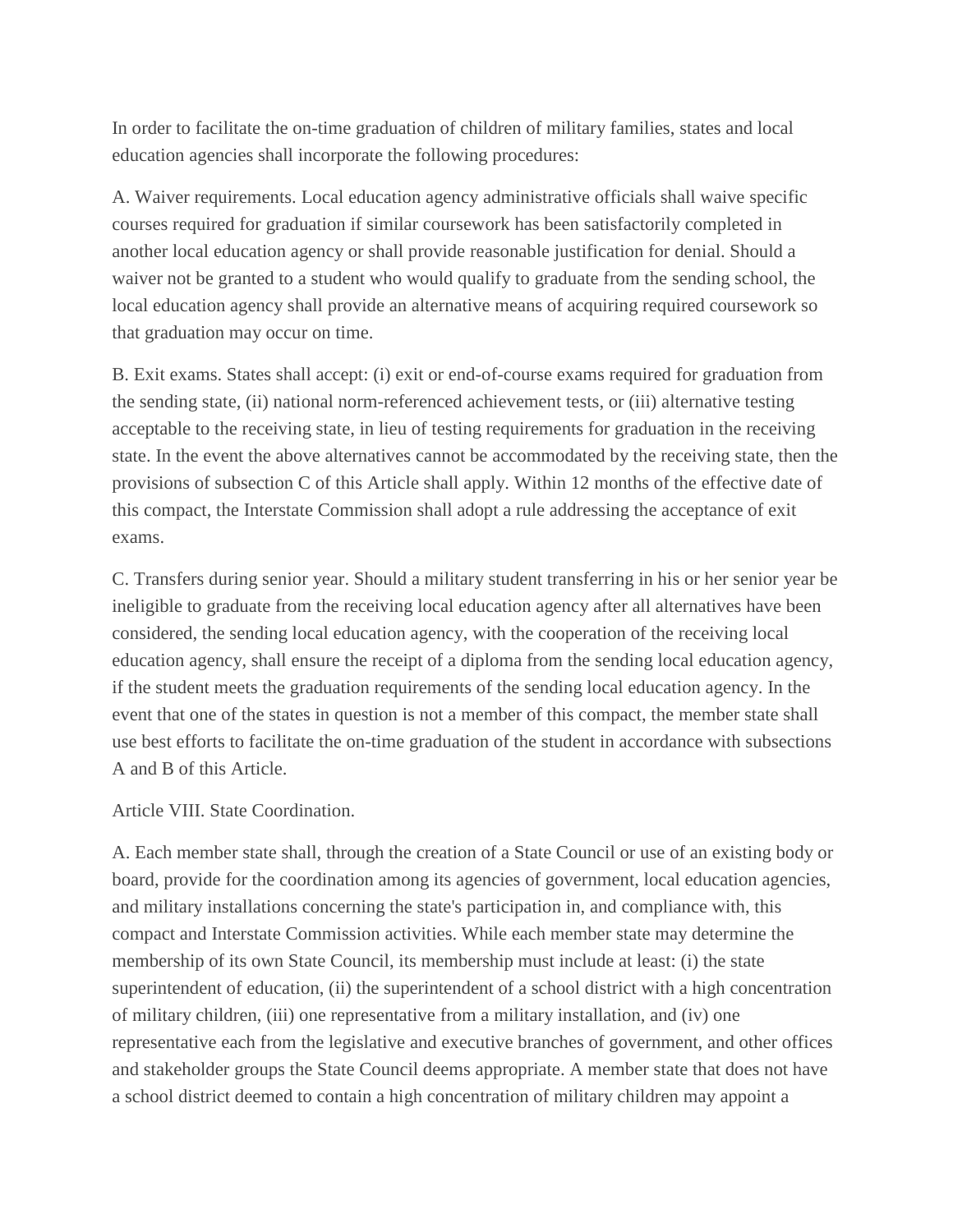In order to facilitate the on-time graduation of children of military families, states and local education agencies shall incorporate the following procedures:

A. Waiver requirements. Local education agency administrative officials shall waive specific courses required for graduation if similar coursework has been satisfactorily completed in another local education agency or shall provide reasonable justification for denial. Should a waiver not be granted to a student who would qualify to graduate from the sending school, the local education agency shall provide an alternative means of acquiring required coursework so that graduation may occur on time.

B. Exit exams. States shall accept: (i) exit or end-of-course exams required for graduation from the sending state, (ii) national norm-referenced achievement tests, or (iii) alternative testing acceptable to the receiving state, in lieu of testing requirements for graduation in the receiving state. In the event the above alternatives cannot be accommodated by the receiving state, then the provisions of subsection C of this Article shall apply. Within 12 months of the effective date of this compact, the Interstate Commission shall adopt a rule addressing the acceptance of exit exams.

C. Transfers during senior year. Should a military student transferring in his or her senior year be ineligible to graduate from the receiving local education agency after all alternatives have been considered, the sending local education agency, with the cooperation of the receiving local education agency, shall ensure the receipt of a diploma from the sending local education agency, if the student meets the graduation requirements of the sending local education agency. In the event that one of the states in question is not a member of this compact, the member state shall use best efforts to facilitate the on-time graduation of the student in accordance with subsections A and B of this Article.

Article VIII. State Coordination.

A. Each member state shall, through the creation of a State Council or use of an existing body or board, provide for the coordination among its agencies of government, local education agencies, and military installations concerning the state's participation in, and compliance with, this compact and Interstate Commission activities. While each member state may determine the membership of its own State Council, its membership must include at least: (i) the state superintendent of education, (ii) the superintendent of a school district with a high concentration of military children, (iii) one representative from a military installation, and (iv) one representative each from the legislative and executive branches of government, and other offices and stakeholder groups the State Council deems appropriate. A member state that does not have a school district deemed to contain a high concentration of military children may appoint a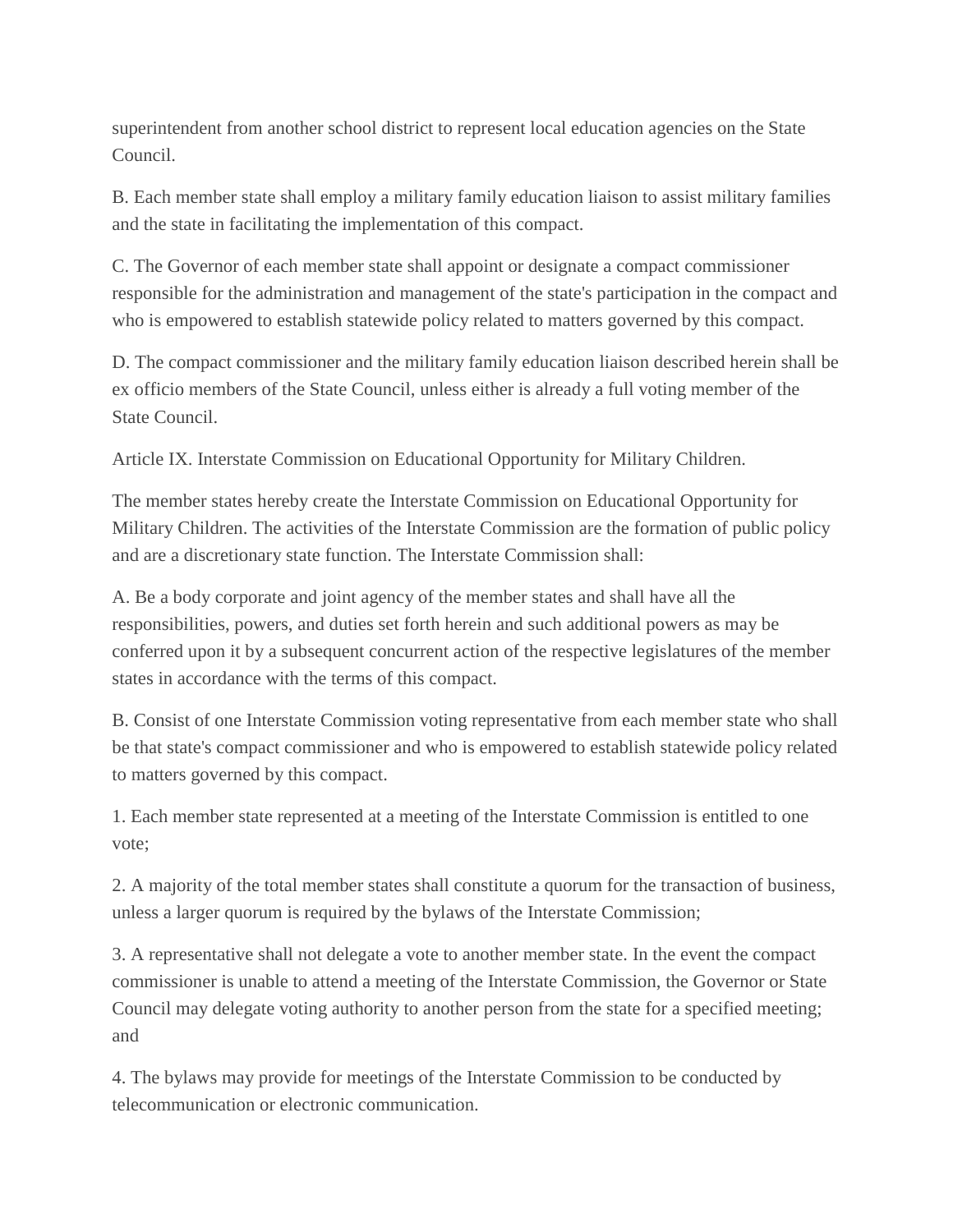superintendent from another school district to represent local education agencies on the State Council.

B. Each member state shall employ a military family education liaison to assist military families and the state in facilitating the implementation of this compact.

C. The Governor of each member state shall appoint or designate a compact commissioner responsible for the administration and management of the state's participation in the compact and who is empowered to establish statewide policy related to matters governed by this compact.

D. The compact commissioner and the military family education liaison described herein shall be ex officio members of the State Council, unless either is already a full voting member of the State Council.

## Article IX. Interstate Commission on Educational Opportunity for Military Children.

The member states hereby create the Interstate Commission on Educational Opportunity for Military Children. The activities of the Interstate Commission are the formation of public policy and are a discretionary state function. The Interstate Commission shall:

A. Be a body corporate and joint agency of the member states and shall have all the responsibilities, powers, and duties set forth herein and such additional powers as may be conferred upon it by a subsequent concurrent action of the respective legislatures of the member states in accordance with the terms of this compact.

B. Consist of one Interstate Commission voting representative from each member state who shall be that state's compact commissioner and who is empowered to establish statewide policy related to matters governed by this compact.

1. Each member state represented at a meeting of the Interstate Commission is entitled to one vote;

2. A majority of the total member states shall constitute a quorum for the transaction of business, unless a larger quorum is required by the bylaws of the Interstate Commission;

3. A representative shall not delegate a vote to another member state. In the event the compact commissioner is unable to attend a meeting of the Interstate Commission, the Governor or State Council may delegate voting authority to another person from the state for a specified meeting; and

4. The bylaws may provide for meetings of the Interstate Commission to be conducted by telecommunication or electronic communication.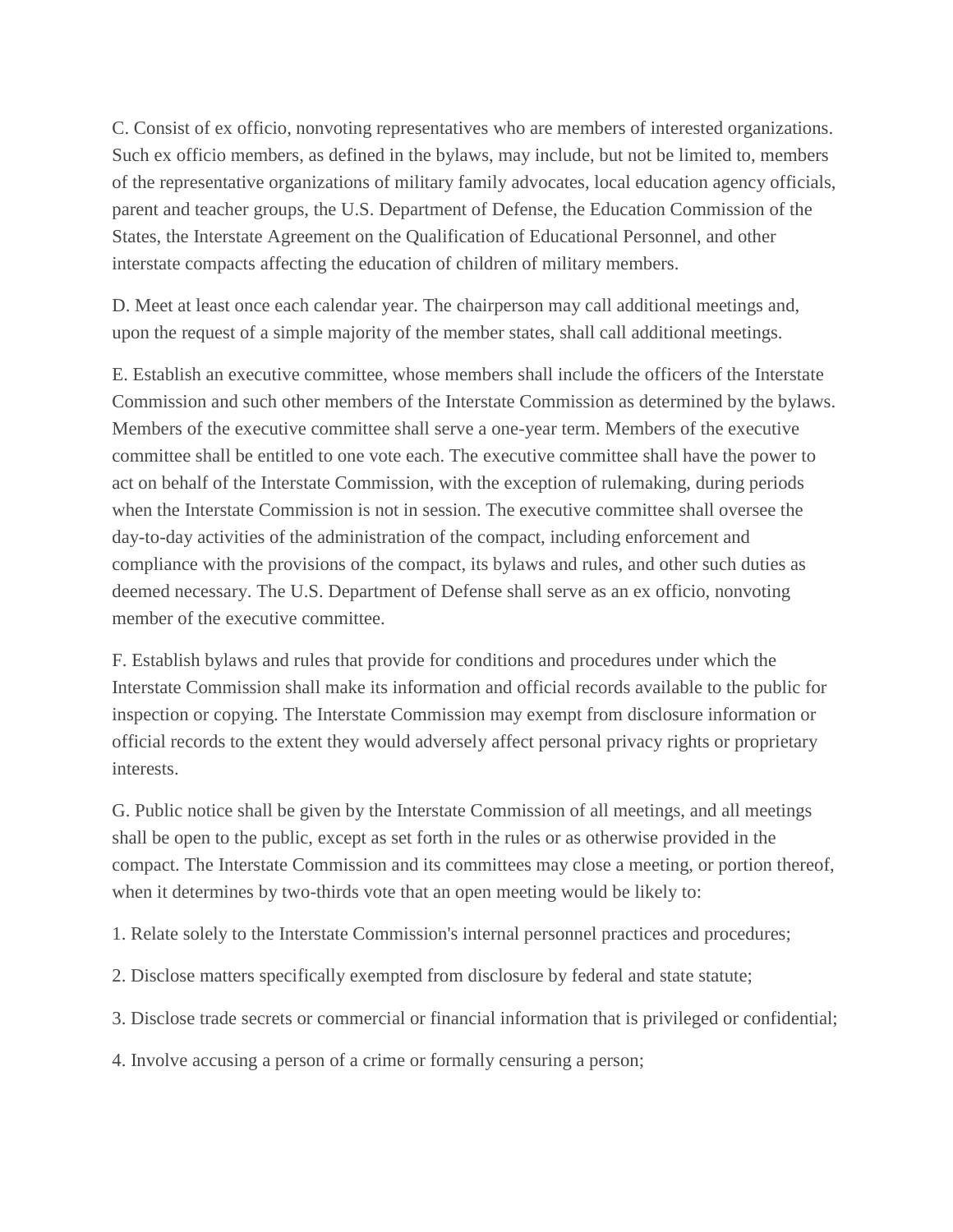C. Consist of ex officio, nonvoting representatives who are members of interested organizations. Such ex officio members, as defined in the bylaws, may include, but not be limited to, members of the representative organizations of military family advocates, local education agency officials, parent and teacher groups, the U.S. Department of Defense, the Education Commission of the States, the Interstate Agreement on the Qualification of Educational Personnel, and other interstate compacts affecting the education of children of military members.

D. Meet at least once each calendar year. The chairperson may call additional meetings and, upon the request of a simple majority of the member states, shall call additional meetings.

E. Establish an executive committee, whose members shall include the officers of the Interstate Commission and such other members of the Interstate Commission as determined by the bylaws. Members of the executive committee shall serve a one-year term. Members of the executive committee shall be entitled to one vote each. The executive committee shall have the power to act on behalf of the Interstate Commission, with the exception of rulemaking, during periods when the Interstate Commission is not in session. The executive committee shall oversee the day-to-day activities of the administration of the compact, including enforcement and compliance with the provisions of the compact, its bylaws and rules, and other such duties as deemed necessary. The U.S. Department of Defense shall serve as an ex officio, nonvoting member of the executive committee.

F. Establish bylaws and rules that provide for conditions and procedures under which the Interstate Commission shall make its information and official records available to the public for inspection or copying. The Interstate Commission may exempt from disclosure information or official records to the extent they would adversely affect personal privacy rights or proprietary interests.

G. Public notice shall be given by the Interstate Commission of all meetings, and all meetings shall be open to the public, except as set forth in the rules or as otherwise provided in the compact. The Interstate Commission and its committees may close a meeting, or portion thereof, when it determines by two-thirds vote that an open meeting would be likely to:

1. Relate solely to the Interstate Commission's internal personnel practices and procedures;

2. Disclose matters specifically exempted from disclosure by federal and state statute;

3. Disclose trade secrets or commercial or financial information that is privileged or confidential;

4. Involve accusing a person of a crime or formally censuring a person;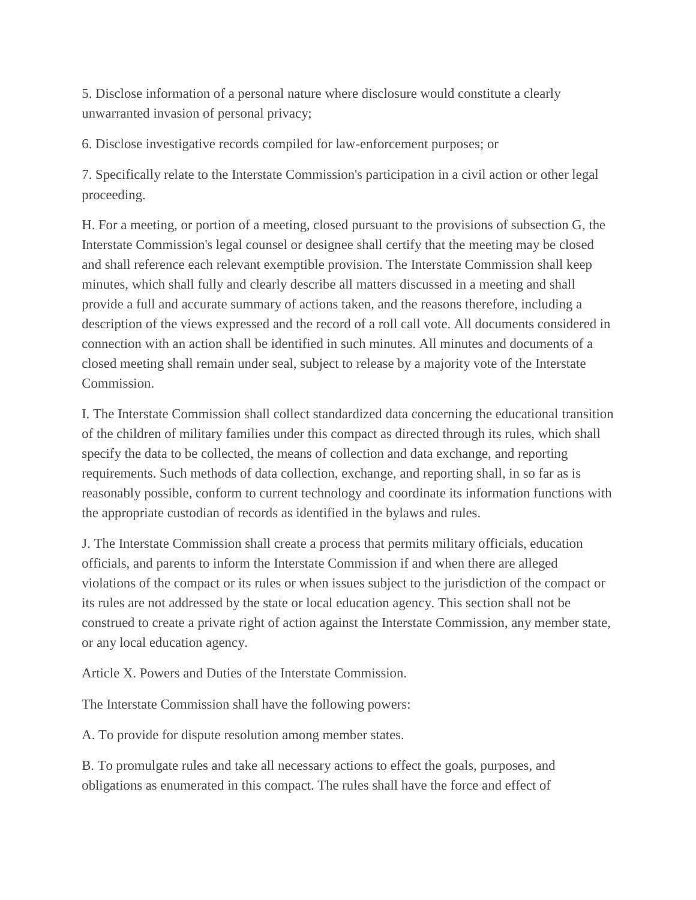5. Disclose information of a personal nature where disclosure would constitute a clearly unwarranted invasion of personal privacy;

6. Disclose investigative records compiled for law-enforcement purposes; or

7. Specifically relate to the Interstate Commission's participation in a civil action or other legal proceeding.

H. For a meeting, or portion of a meeting, closed pursuant to the provisions of subsection G, the Interstate Commission's legal counsel or designee shall certify that the meeting may be closed and shall reference each relevant exemptible provision. The Interstate Commission shall keep minutes, which shall fully and clearly describe all matters discussed in a meeting and shall provide a full and accurate summary of actions taken, and the reasons therefore, including a description of the views expressed and the record of a roll call vote. All documents considered in connection with an action shall be identified in such minutes. All minutes and documents of a closed meeting shall remain under seal, subject to release by a majority vote of the Interstate Commission.

I. The Interstate Commission shall collect standardized data concerning the educational transition of the children of military families under this compact as directed through its rules, which shall specify the data to be collected, the means of collection and data exchange, and reporting requirements. Such methods of data collection, exchange, and reporting shall, in so far as is reasonably possible, conform to current technology and coordinate its information functions with the appropriate custodian of records as identified in the bylaws and rules.

J. The Interstate Commission shall create a process that permits military officials, education officials, and parents to inform the Interstate Commission if and when there are alleged violations of the compact or its rules or when issues subject to the jurisdiction of the compact or its rules are not addressed by the state or local education agency. This section shall not be construed to create a private right of action against the Interstate Commission, any member state, or any local education agency.

Article X. Powers and Duties of the Interstate Commission.

The Interstate Commission shall have the following powers:

A. To provide for dispute resolution among member states.

B. To promulgate rules and take all necessary actions to effect the goals, purposes, and obligations as enumerated in this compact. The rules shall have the force and effect of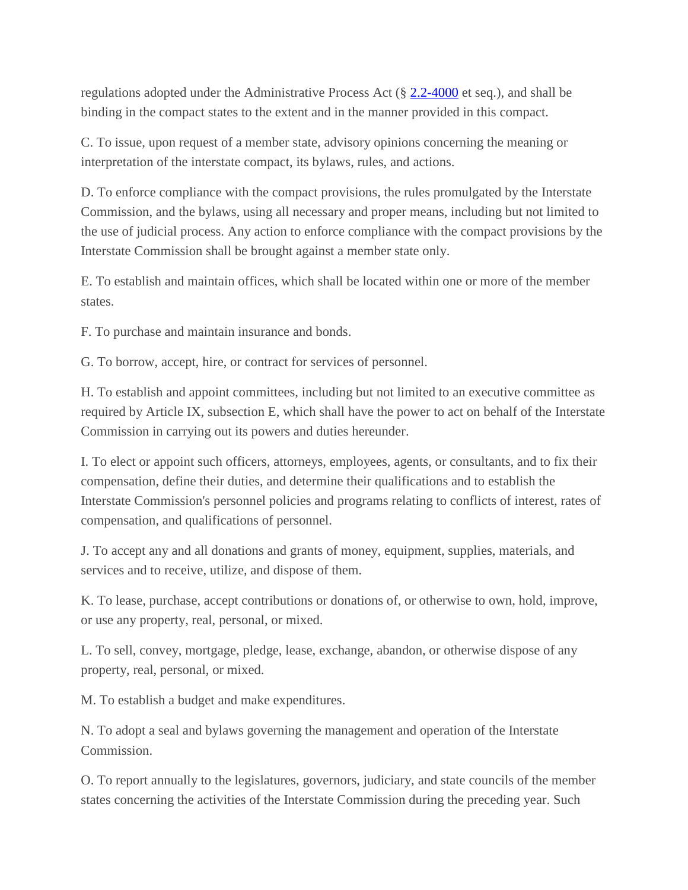regulations adopted under the Administrative Process Act (§ 2.2-4000 et seq.), and shall be binding in the compact states to the extent and in the manner provided in this compact.

C. To issue, upon request of a member state, advisory opinions concerning the meaning or interpretation of the interstate compact, its bylaws, rules, and actions.

D. To enforce compliance with the compact provisions, the rules promulgated by the Interstate Commission, and the bylaws, using all necessary and proper means, including but not limited to the use of judicial process. Any action to enforce compliance with the compact provisions by the Interstate Commission shall be brought against a member state only.

E. To establish and maintain offices, which shall be located within one or more of the member states.

F. To purchase and maintain insurance and bonds.

G. To borrow, accept, hire, or contract for services of personnel.

H. To establish and appoint committees, including but not limited to an executive committee as required by Article IX, subsection E, which shall have the power to act on behalf of the Interstate Commission in carrying out its powers and duties hereunder.

I. To elect or appoint such officers, attorneys, employees, agents, or consultants, and to fix their compensation, define their duties, and determine their qualifications and to establish the Interstate Commission's personnel policies and programs relating to conflicts of interest, rates of compensation, and qualifications of personnel.

J. To accept any and all donations and grants of money, equipment, supplies, materials, and services and to receive, utilize, and dispose of them.

K. To lease, purchase, accept contributions or donations of, or otherwise to own, hold, improve, or use any property, real, personal, or mixed.

L. To sell, convey, mortgage, pledge, lease, exchange, abandon, or otherwise dispose of any property, real, personal, or mixed.

M. To establish a budget and make expenditures.

N. To adopt a seal and bylaws governing the management and operation of the Interstate Commission.

O. To report annually to the legislatures, governors, judiciary, and state councils of the member states concerning the activities of the Interstate Commission during the preceding year. Such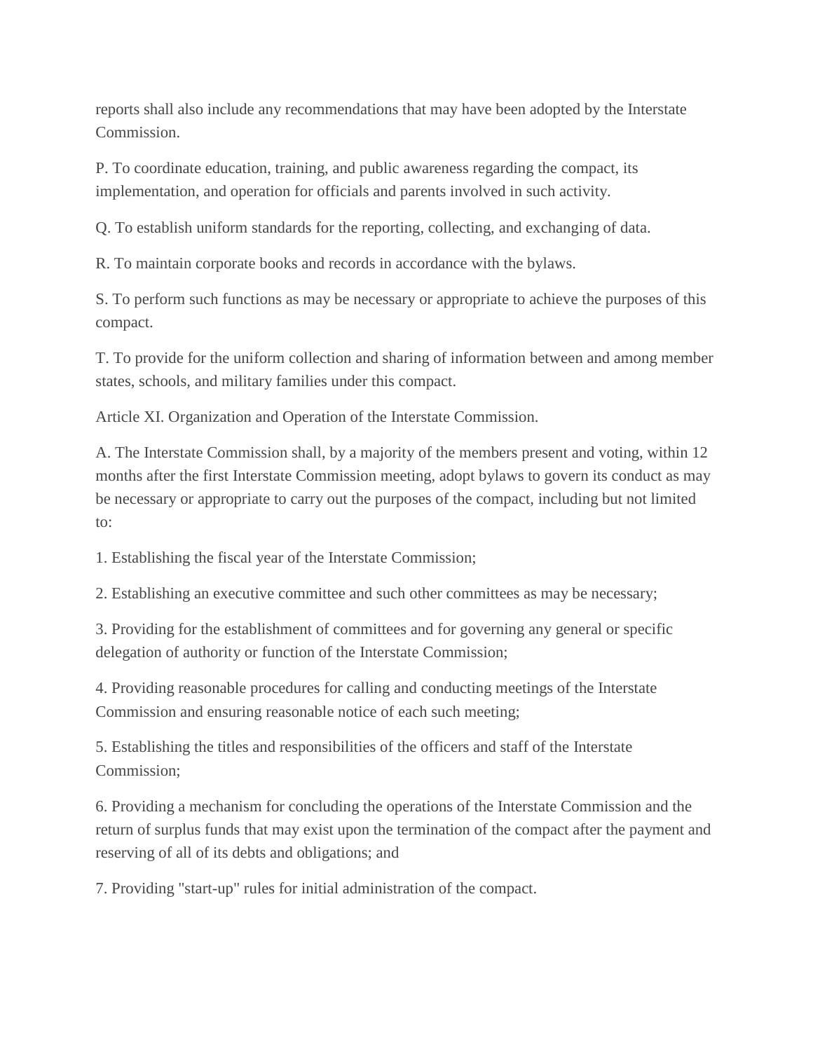reports shall also include any recommendations that may have been adopted by the Interstate Commission.

P. To coordinate education, training, and public awareness regarding the compact, its implementation, and operation for officials and parents involved in such activity.

Q. To establish uniform standards for the reporting, collecting, and exchanging of data.

R. To maintain corporate books and records in accordance with the bylaws.

S. To perform such functions as may be necessary or appropriate to achieve the purposes of this compact.

T. To provide for the uniform collection and sharing of information between and among member states, schools, and military families under this compact.

Article XI. Organization and Operation of the Interstate Commission.

A. The Interstate Commission shall, by a majority of the members present and voting, within 12 months after the first Interstate Commission meeting, adopt bylaws to govern its conduct as may be necessary or appropriate to carry out the purposes of the compact, including but not limited to:

1. Establishing the fiscal year of the Interstate Commission;

2. Establishing an executive committee and such other committees as may be necessary;

3. Providing for the establishment of committees and for governing any general or specific delegation of authority or function of the Interstate Commission;

4. Providing reasonable procedures for calling and conducting meetings of the Interstate Commission and ensuring reasonable notice of each such meeting;

5. Establishing the titles and responsibilities of the officers and staff of the Interstate Commission;

6. Providing a mechanism for concluding the operations of the Interstate Commission and the return of surplus funds that may exist upon the termination of the compact after the payment and reserving of all of its debts and obligations; and

7. Providing "start-up" rules for initial administration of the compact.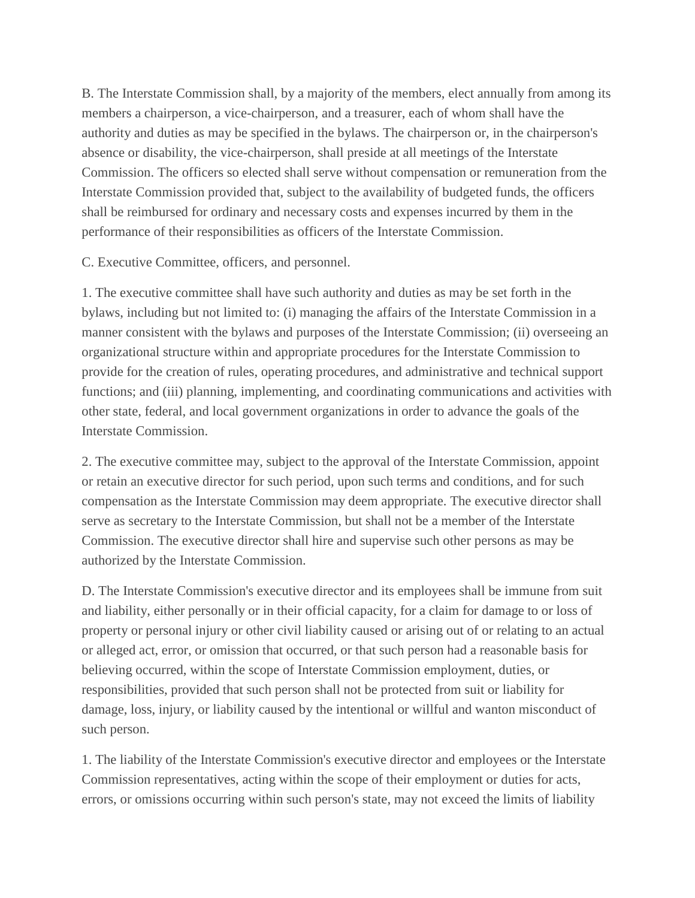B. The Interstate Commission shall, by a majority of the members, elect annually from among its members a chairperson, a vice-chairperson, and a treasurer, each of whom shall have the authority and duties as may be specified in the bylaws. The chairperson or, in the chairperson's absence or disability, the vice-chairperson, shall preside at all meetings of the Interstate Commission. The officers so elected shall serve without compensation or remuneration from the Interstate Commission provided that, subject to the availability of budgeted funds, the officers shall be reimbursed for ordinary and necessary costs and expenses incurred by them in the performance of their responsibilities as officers of the Interstate Commission.

C. Executive Committee, officers, and personnel.

1. The executive committee shall have such authority and duties as may be set forth in the bylaws, including but not limited to: (i) managing the affairs of the Interstate Commission in a manner consistent with the bylaws and purposes of the Interstate Commission; (ii) overseeing an organizational structure within and appropriate procedures for the Interstate Commission to provide for the creation of rules, operating procedures, and administrative and technical support functions; and (iii) planning, implementing, and coordinating communications and activities with other state, federal, and local government organizations in order to advance the goals of the Interstate Commission.

2. The executive committee may, subject to the approval of the Interstate Commission, appoint or retain an executive director for such period, upon such terms and conditions, and for such compensation as the Interstate Commission may deem appropriate. The executive director shall serve as secretary to the Interstate Commission, but shall not be a member of the Interstate Commission. The executive director shall hire and supervise such other persons as may be authorized by the Interstate Commission.

D. The Interstate Commission's executive director and its employees shall be immune from suit and liability, either personally or in their official capacity, for a claim for damage to or loss of property or personal injury or other civil liability caused or arising out of or relating to an actual or alleged act, error, or omission that occurred, or that such person had a reasonable basis for believing occurred, within the scope of Interstate Commission employment, duties, or responsibilities, provided that such person shall not be protected from suit or liability for damage, loss, injury, or liability caused by the intentional or willful and wanton misconduct of such person.

1. The liability of the Interstate Commission's executive director and employees or the Interstate Commission representatives, acting within the scope of their employment or duties for acts, errors, or omissions occurring within such person's state, may not exceed the limits of liability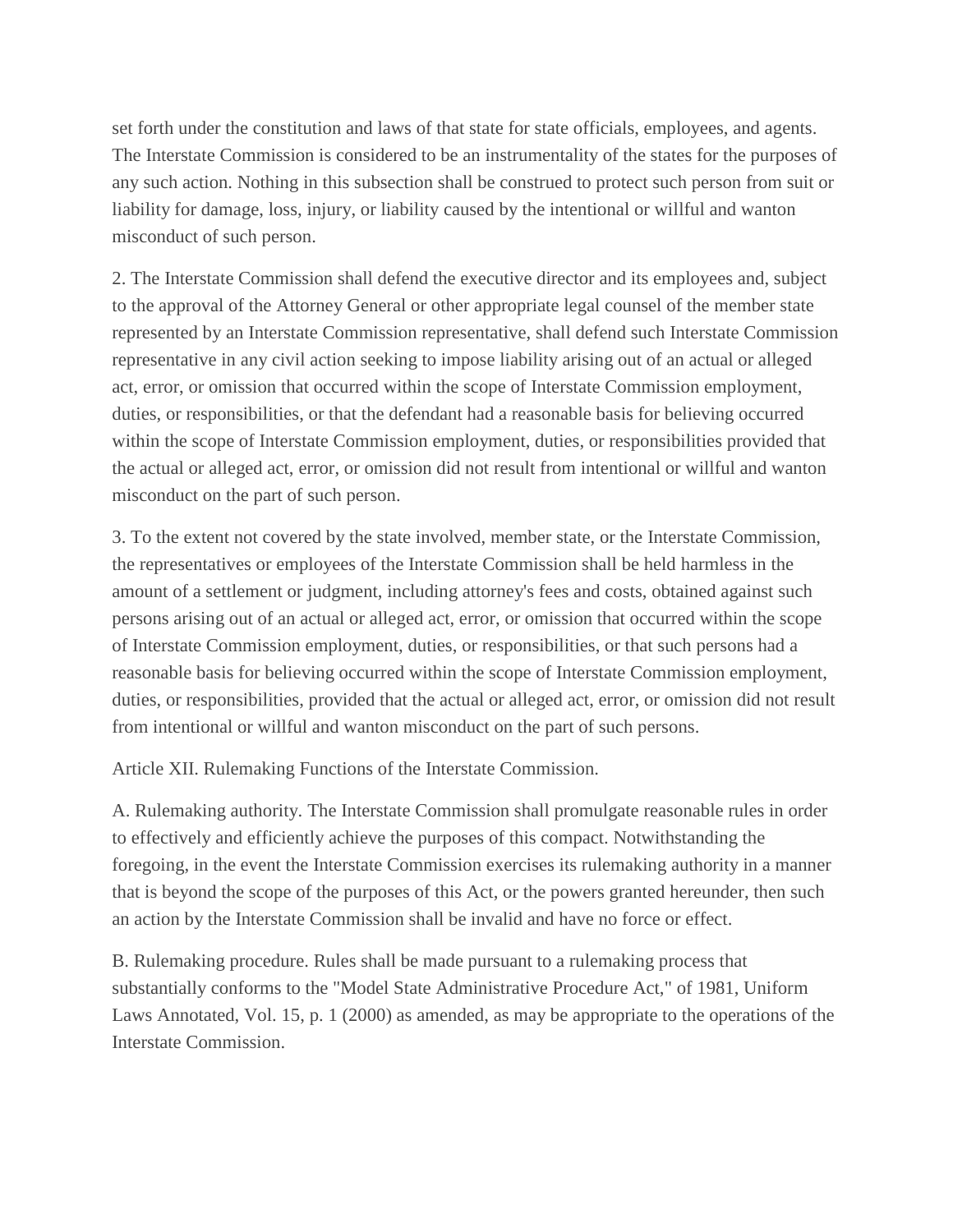set forth under the constitution and laws of that state for state officials, employees, and agents. The Interstate Commission is considered to be an instrumentality of the states for the purposes of any such action. Nothing in this subsection shall be construed to protect such person from suit or liability for damage, loss, injury, or liability caused by the intentional or willful and wanton misconduct of such person.

2. The Interstate Commission shall defend the executive director and its employees and, subject to the approval of the Attorney General or other appropriate legal counsel of the member state represented by an Interstate Commission representative, shall defend such Interstate Commission representative in any civil action seeking to impose liability arising out of an actual or alleged act, error, or omission that occurred within the scope of Interstate Commission employment, duties, or responsibilities, or that the defendant had a reasonable basis for believing occurred within the scope of Interstate Commission employment, duties, or responsibilities provided that the actual or alleged act, error, or omission did not result from intentional or willful and wanton misconduct on the part of such person.

3. To the extent not covered by the state involved, member state, or the Interstate Commission, the representatives or employees of the Interstate Commission shall be held harmless in the amount of a settlement or judgment, including attorney's fees and costs, obtained against such persons arising out of an actual or alleged act, error, or omission that occurred within the scope of Interstate Commission employment, duties, or responsibilities, or that such persons had a reasonable basis for believing occurred within the scope of Interstate Commission employment, duties, or responsibilities, provided that the actual or alleged act, error, or omission did not result from intentional or willful and wanton misconduct on the part of such persons.

Article XII. Rulemaking Functions of the Interstate Commission.

A. Rulemaking authority. The Interstate Commission shall promulgate reasonable rules in order to effectively and efficiently achieve the purposes of this compact. Notwithstanding the foregoing, in the event the Interstate Commission exercises its rulemaking authority in a manner that is beyond the scope of the purposes of this Act, or the powers granted hereunder, then such an action by the Interstate Commission shall be invalid and have no force or effect.

B. Rulemaking procedure. Rules shall be made pursuant to a rulemaking process that substantially conforms to the "Model State Administrative Procedure Act," of 1981, Uniform Laws Annotated, Vol. 15, p. 1 (2000) as amended, as may be appropriate to the operations of the Interstate Commission.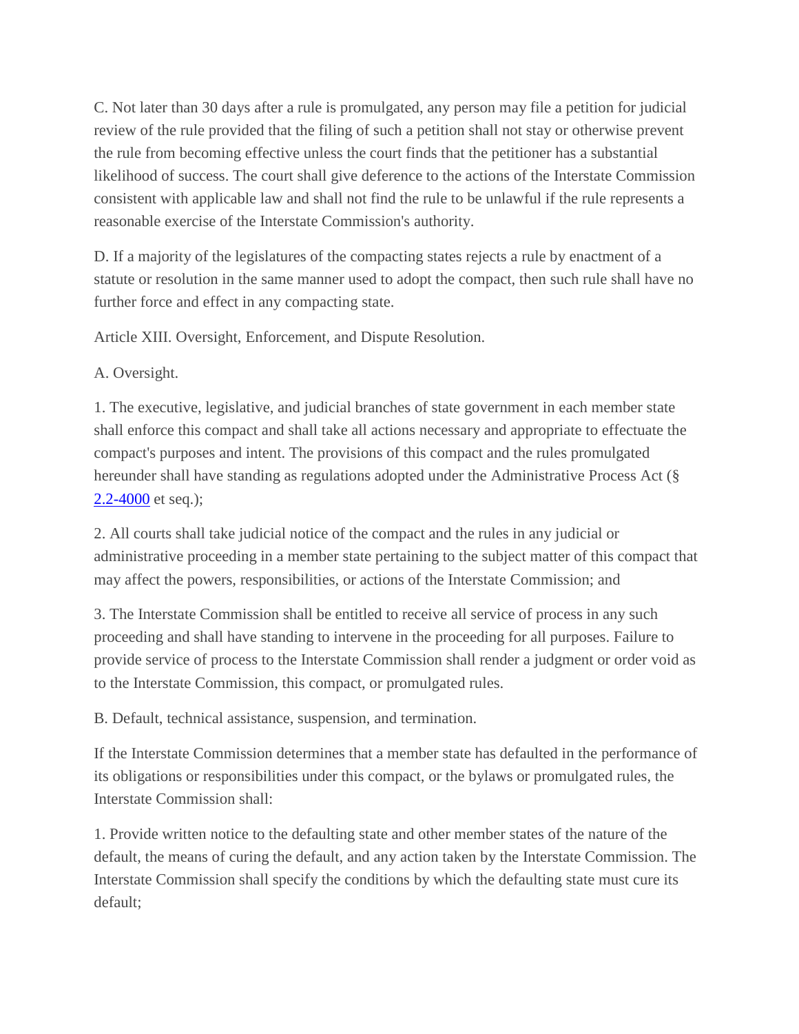C. Not later than 30 days after a rule is promulgated, any person may file a petition for judicial review of the rule provided that the filing of such a petition shall not stay or otherwise prevent the rule from becoming effective unless the court finds that the petitioner has a substantial likelihood of success. The court shall give deference to the actions of the Interstate Commission consistent with applicable law and shall not find the rule to be unlawful if the rule represents a reasonable exercise of the Interstate Commission's authority.

D. If a majority of the legislatures of the compacting states rejects a rule by enactment of a statute or resolution in the same manner used to adopt the compact, then such rule shall have no further force and effect in any compacting state.

Article XIII. Oversight, Enforcement, and Dispute Resolution.

A. Oversight.

1. The executive, legislative, and judicial branches of state government in each member state shall enforce this compact and shall take all actions necessary and appropriate to effectuate the compact's purposes and intent. The provisions of this compact and the rules promulgated hereunder shall have standing as regulations adopted under the Administrative Process Act (§ 2.2-4000 et seq.);

2. All courts shall take judicial notice of the compact and the rules in any judicial or administrative proceeding in a member state pertaining to the subject matter of this compact that may affect the powers, responsibilities, or actions of the Interstate Commission; and

3. The Interstate Commission shall be entitled to receive all service of process in any such proceeding and shall have standing to intervene in the proceeding for all purposes. Failure to provide service of process to the Interstate Commission shall render a judgment or order void as to the Interstate Commission, this compact, or promulgated rules.

B. Default, technical assistance, suspension, and termination.

If the Interstate Commission determines that a member state has defaulted in the performance of its obligations or responsibilities under this compact, or the bylaws or promulgated rules, the Interstate Commission shall:

1. Provide written notice to the defaulting state and other member states of the nature of the default, the means of curing the default, and any action taken by the Interstate Commission. The Interstate Commission shall specify the conditions by which the defaulting state must cure its default;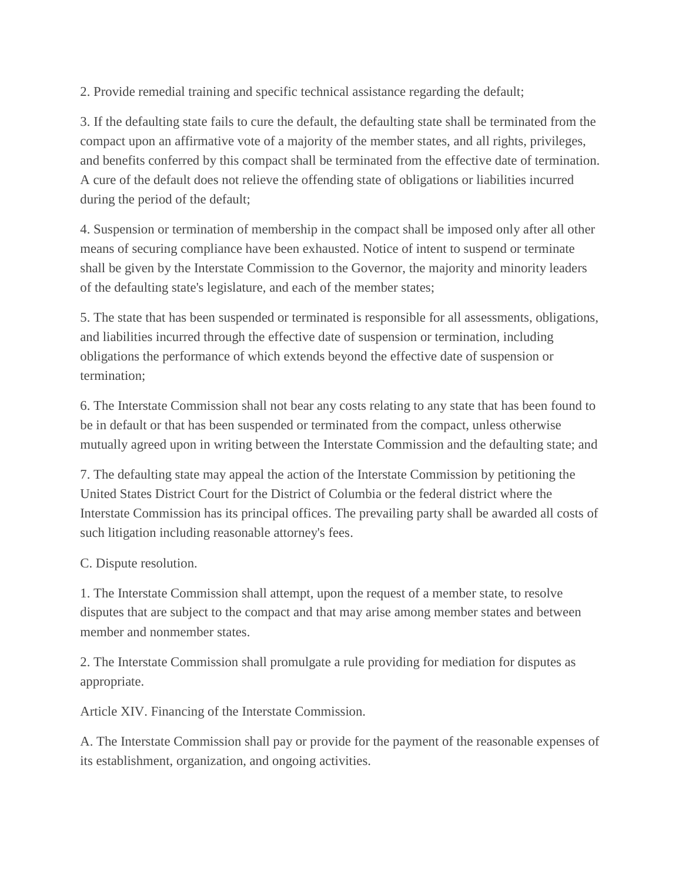2. Provide remedial training and specific technical assistance regarding the default;

3. If the defaulting state fails to cure the default, the defaulting state shall be terminated from the compact upon an affirmative vote of a majority of the member states, and all rights, privileges, and benefits conferred by this compact shall be terminated from the effective date of termination. A cure of the default does not relieve the offending state of obligations or liabilities incurred during the period of the default;

4. Suspension or termination of membership in the compact shall be imposed only after all other means of securing compliance have been exhausted. Notice of intent to suspend or terminate shall be given by the Interstate Commission to the Governor, the majority and minority leaders of the defaulting state's legislature, and each of the member states;

5. The state that has been suspended or terminated is responsible for all assessments, obligations, and liabilities incurred through the effective date of suspension or termination, including obligations the performance of which extends beyond the effective date of suspension or termination;

6. The Interstate Commission shall not bear any costs relating to any state that has been found to be in default or that has been suspended or terminated from the compact, unless otherwise mutually agreed upon in writing between the Interstate Commission and the defaulting state; and

7. The defaulting state may appeal the action of the Interstate Commission by petitioning the United States District Court for the District of Columbia or the federal district where the Interstate Commission has its principal offices. The prevailing party shall be awarded all costs of such litigation including reasonable attorney's fees.

C. Dispute resolution.

1. The Interstate Commission shall attempt, upon the request of a member state, to resolve disputes that are subject to the compact and that may arise among member states and between member and nonmember states.

2. The Interstate Commission shall promulgate a rule providing for mediation for disputes as appropriate.

Article XIV. Financing of the Interstate Commission.

A. The Interstate Commission shall pay or provide for the payment of the reasonable expenses of its establishment, organization, and ongoing activities.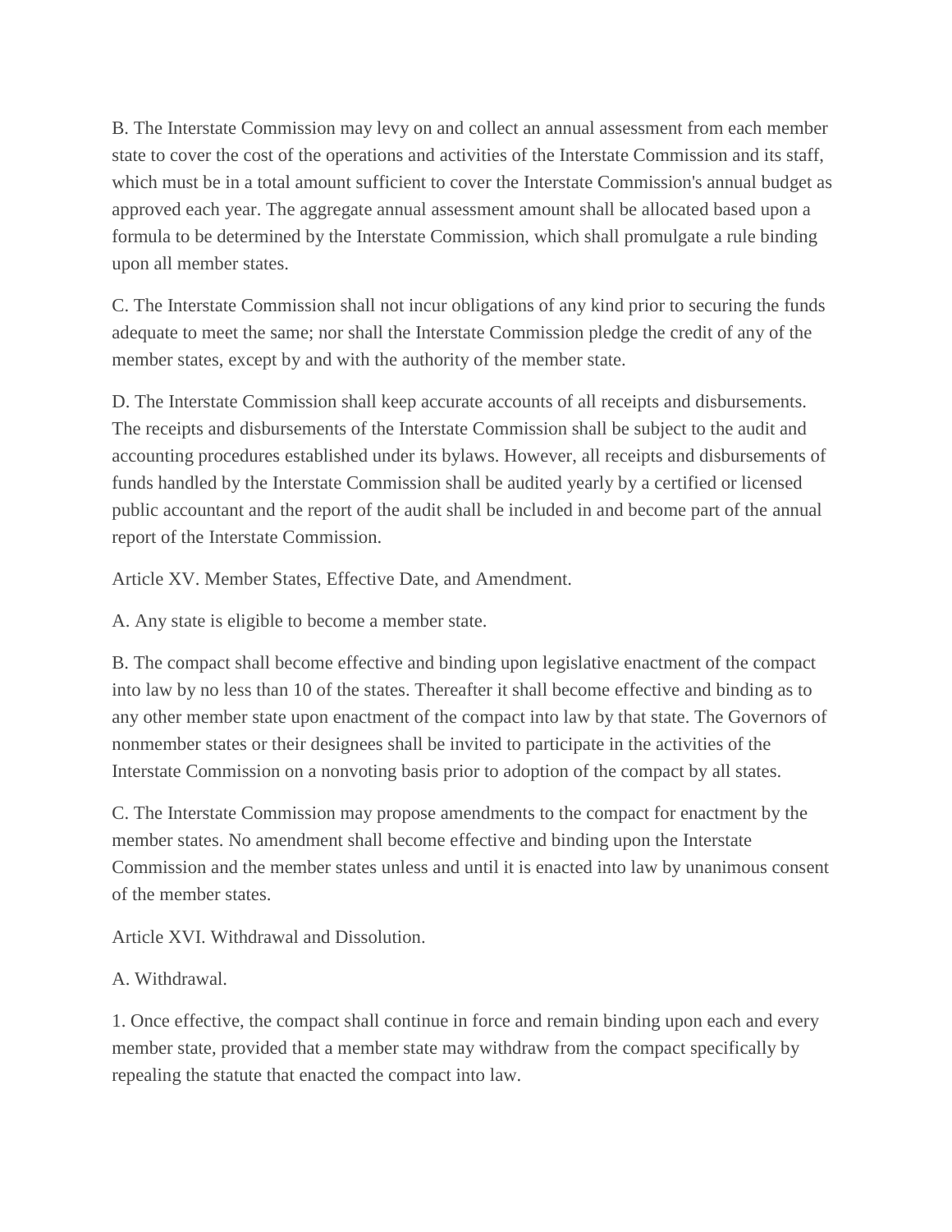B. The Interstate Commission may levy on and collect an annual assessment from each member state to cover the cost of the operations and activities of the Interstate Commission and its staff, which must be in a total amount sufficient to cover the Interstate Commission's annual budget as approved each year. The aggregate annual assessment amount shall be allocated based upon a formula to be determined by the Interstate Commission, which shall promulgate a rule binding upon all member states.

C. The Interstate Commission shall not incur obligations of any kind prior to securing the funds adequate to meet the same; nor shall the Interstate Commission pledge the credit of any of the member states, except by and with the authority of the member state.

D. The Interstate Commission shall keep accurate accounts of all receipts and disbursements. The receipts and disbursements of the Interstate Commission shall be subject to the audit and accounting procedures established under its bylaws. However, all receipts and disbursements of funds handled by the Interstate Commission shall be audited yearly by a certified or licensed public accountant and the report of the audit shall be included in and become part of the annual report of the Interstate Commission.

Article XV. Member States, Effective Date, and Amendment.

A. Any state is eligible to become a member state.

B. The compact shall become effective and binding upon legislative enactment of the compact into law by no less than 10 of the states. Thereafter it shall become effective and binding as to any other member state upon enactment of the compact into law by that state. The Governors of nonmember states or their designees shall be invited to participate in the activities of the Interstate Commission on a nonvoting basis prior to adoption of the compact by all states.

C. The Interstate Commission may propose amendments to the compact for enactment by the member states. No amendment shall become effective and binding upon the Interstate Commission and the member states unless and until it is enacted into law by unanimous consent of the member states.

Article XVI. Withdrawal and Dissolution.

A. Withdrawal.

1. Once effective, the compact shall continue in force and remain binding upon each and every member state, provided that a member state may withdraw from the compact specifically by repealing the statute that enacted the compact into law.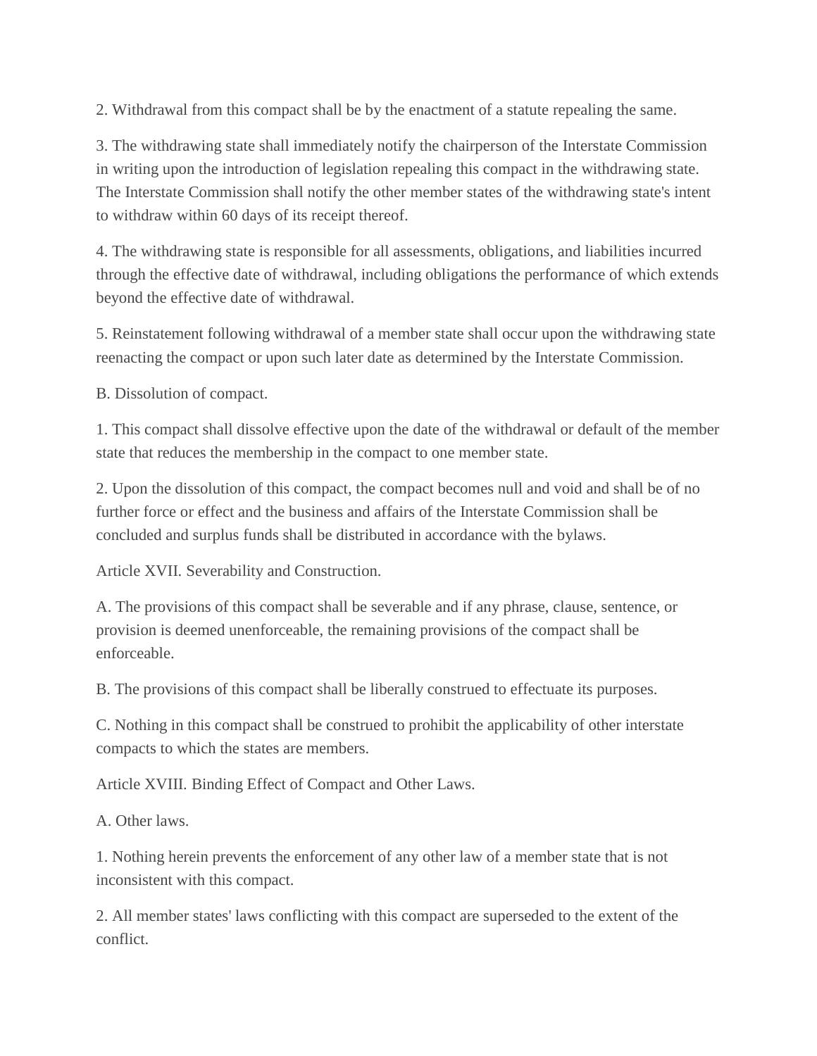2. Withdrawal from this compact shall be by the enactment of a statute repealing the same.

3. The withdrawing state shall immediately notify the chairperson of the Interstate Commission in writing upon the introduction of legislation repealing this compact in the withdrawing state. The Interstate Commission shall notify the other member states of the withdrawing state's intent to withdraw within 60 days of its receipt thereof.

4. The withdrawing state is responsible for all assessments, obligations, and liabilities incurred through the effective date of withdrawal, including obligations the performance of which extends beyond the effective date of withdrawal.

5. Reinstatement following withdrawal of a member state shall occur upon the withdrawing state reenacting the compact or upon such later date as determined by the Interstate Commission.

B. Dissolution of compact.

1. This compact shall dissolve effective upon the date of the withdrawal or default of the member state that reduces the membership in the compact to one member state.

2. Upon the dissolution of this compact, the compact becomes null and void and shall be of no further force or effect and the business and affairs of the Interstate Commission shall be concluded and surplus funds shall be distributed in accordance with the bylaws.

Article XVII. Severability and Construction.

A. The provisions of this compact shall be severable and if any phrase, clause, sentence, or provision is deemed unenforceable, the remaining provisions of the compact shall be enforceable.

B. The provisions of this compact shall be liberally construed to effectuate its purposes.

C. Nothing in this compact shall be construed to prohibit the applicability of other interstate compacts to which the states are members.

Article XVIII. Binding Effect of Compact and Other Laws.

A. Other laws.

1. Nothing herein prevents the enforcement of any other law of a member state that is not inconsistent with this compact.

2. All member states' laws conflicting with this compact are superseded to the extent of the conflict.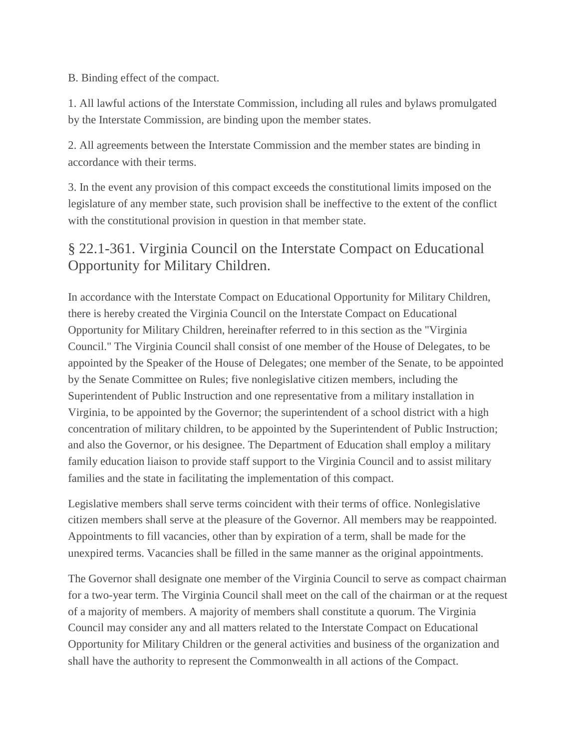B. Binding effect of the compact.

1. All lawful actions of the Interstate Commission, including all rules and bylaws promulgated by the Interstate Commission, are binding upon the member states.

2. All agreements between the Interstate Commission and the member states are binding in accordance with their terms.

3. In the event any provision of this compact exceeds the constitutional limits imposed on the legislature of any member state, such provision shall be ineffective to the extent of the conflict with the constitutional provision in question in that member state.

## § 22.1-361. Virginia Council on the Interstate Compact on Educational Opportunity for Military Children.

In accordance with the Interstate Compact on Educational Opportunity for Military Children, there is hereby created the Virginia Council on the Interstate Compact on Educational Opportunity for Military Children, hereinafter referred to in this section as the "Virginia Council." The Virginia Council shall consist of one member of the House of Delegates, to be appointed by the Speaker of the House of Delegates; one member of the Senate, to be appointed by the Senate Committee on Rules; five nonlegislative citizen members, including the Superintendent of Public Instruction and one representative from a military installation in Virginia, to be appointed by the Governor; the superintendent of a school district with a high concentration of military children, to be appointed by the Superintendent of Public Instruction; and also the Governor, or his designee. The Department of Education shall employ a military family education liaison to provide staff support to the Virginia Council and to assist military families and the state in facilitating the implementation of this compact.

Legislative members shall serve terms coincident with their terms of office. Nonlegislative citizen members shall serve at the pleasure of the Governor. All members may be reappointed. Appointments to fill vacancies, other than by expiration of a term, shall be made for the unexpired terms. Vacancies shall be filled in the same manner as the original appointments.

The Governor shall designate one member of the Virginia Council to serve as compact chairman for a two-year term. The Virginia Council shall meet on the call of the chairman or at the request of a majority of members. A majority of members shall constitute a quorum. The Virginia Council may consider any and all matters related to the Interstate Compact on Educational Opportunity for Military Children or the general activities and business of the organization and shall have the authority to represent the Commonwealth in all actions of the Compact.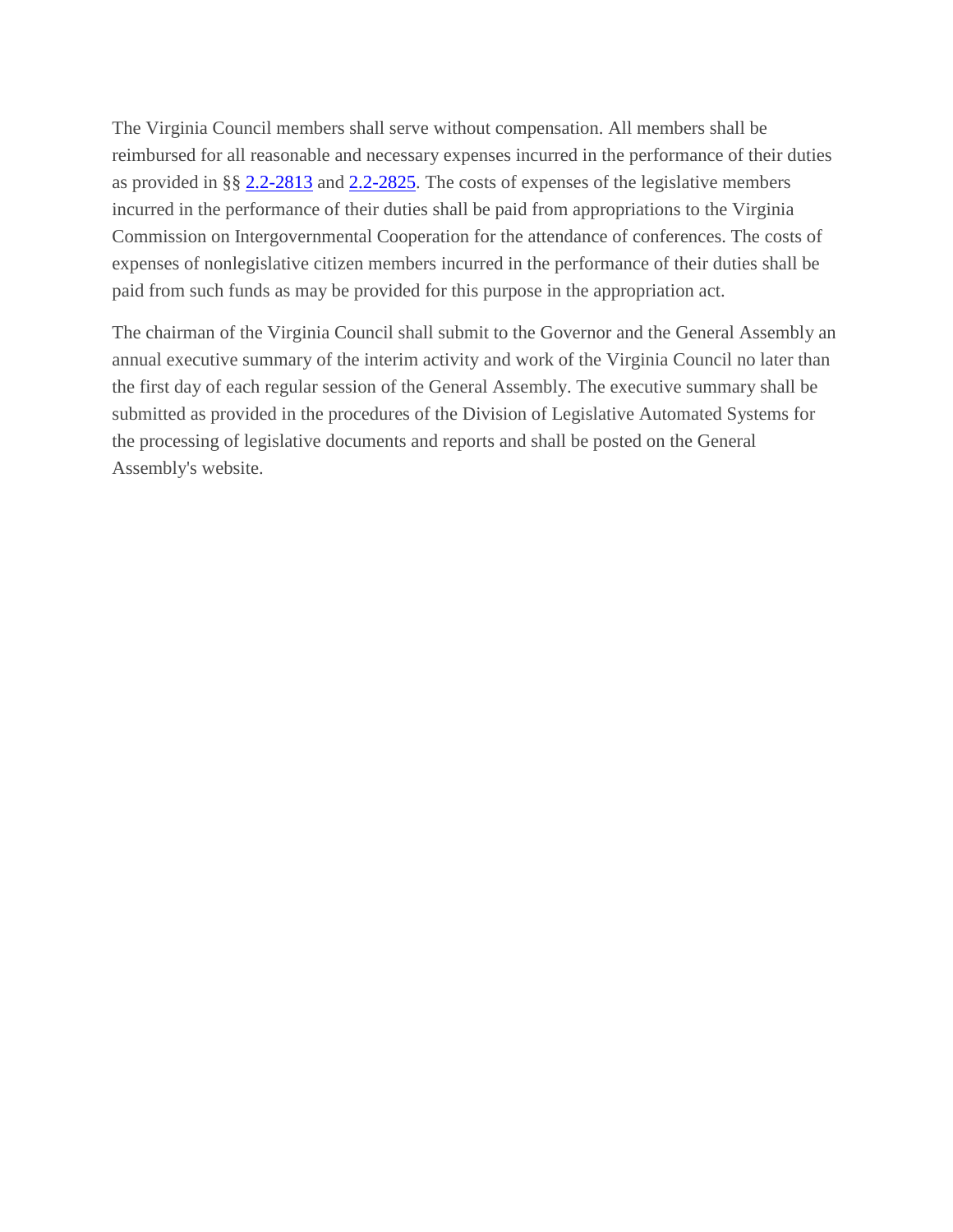The Virginia Council members shall serve without compensation. All members shall be reimbursed for all reasonable and necessary expenses incurred in the performance of their duties as provided in §§ 2.2-2813 and 2.2-2825. The costs of expenses of the legislative members incurred in the performance of their duties shall be paid from appropriations to the Virginia Commission on Intergovernmental Cooperation for the attendance of conferences. The costs of expenses of nonlegislative citizen members incurred in the performance of their duties shall be paid from such funds as may be provided for this purpose in the appropriation act.

The chairman of the Virginia Council shall submit to the Governor and the General Assembly an annual executive summary of the interim activity and work of the Virginia Council no later than the first day of each regular session of the General Assembly. The executive summary shall be submitted as provided in the procedures of the Division of Legislative Automated Systems for the processing of legislative documents and reports and shall be posted on the General Assembly's website.